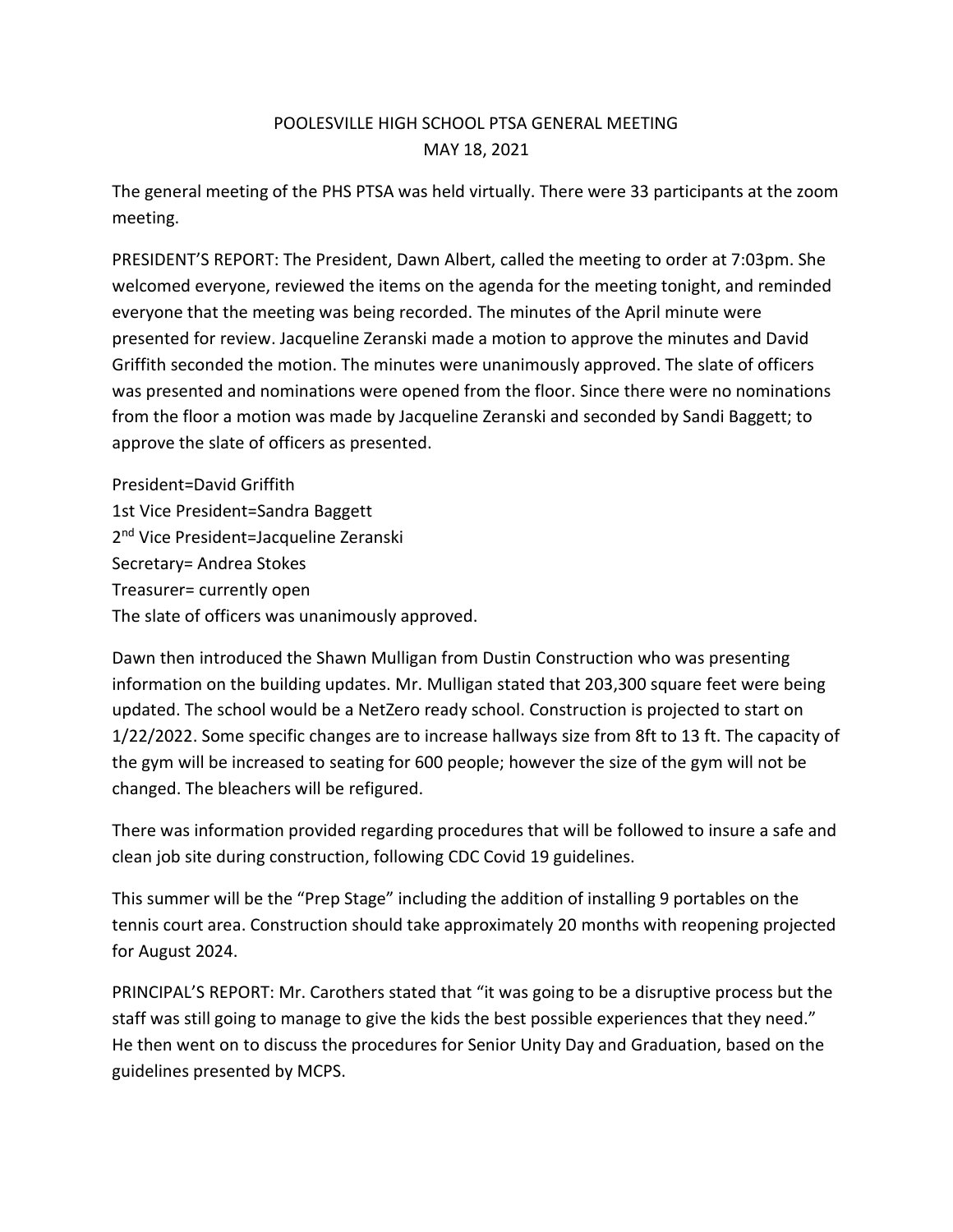# POOLESVILLE HIGH SCHOOL PTSA GENERAL MEETING
## MAY 18, 2021

The general meeting of the PHS PTSA was held virtually. There were 33 participants at the zoom meeting.

PRESIDENT'S REPORT: The President, Dawn Albert, called the meeting to order at 7:03pm. She welcomed everyone, reviewed the items on the agenda for the meeting tonight, and reminded everyone that the meeting was being recorded. The minutes of the April minute were presented for review. Jacqueline Zeranski made a motion to approve the minutes and David Griffith seconded the motion. The minutes were unanimously approved. The slate of officers was presented and nominations were opened from the floor. Since there were no nominations from the floor a motion was made by Jacqueline Zeranski and seconded by Sandi Baggett; to approve the slate of officers as presented.

President=David Griffith
1st Vice President=Sandra Baggett
2nd Vice President=Jacqueline Zeranski
Secretary= Andrea Stokes
Treasurer= currently open
The slate of officers was unanimously approved.

Dawn then introduced the Shawn Mulligan from Dustin Construction who was presenting information on the building updates. Mr. Mulligan stated that 203,300 square feet were being updated. The school would be a NetZero ready school. Construction is projected to start on 1/22/2022. Some specific changes are to increase hallways size from 8ft to 13 ft. The capacity of the gym will be increased to seating for 600 people; however the size of the gym will not be changed. The bleachers will be refigured.

There was information provided regarding procedures that will be followed to insure a safe and clean job site during construction, following CDC Covid 19 guidelines.

This summer will be the "Prep Stage" including the addition of installing 9 portables on the tennis court area. Construction should take approximately 20 months with reopening projected for August 2024.

PRINCIPAL'S REPORT: Mr. Carothers stated that "it was going to be a disruptive process but the staff was still going to manage to give the kids the best possible experiences that they need." He then went on to discuss the procedures for Senior Unity Day and Graduation, based on the guidelines presented by MCPS.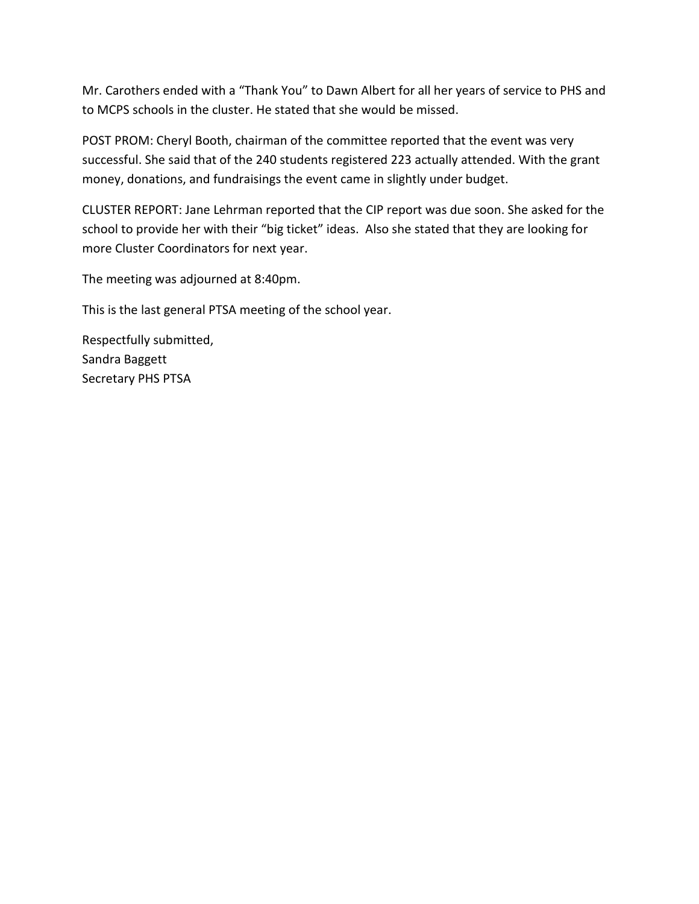Mr. Carothers ended with a "Thank You" to Dawn Albert for all her years of service to PHS and to MCPS schools in the cluster. He stated that she would be missed.

POST PROM: Cheryl Booth, chairman of the committee reported that the event was very successful. She said that of the 240 students registered 223 actually attended. With the grant money, donations, and fundraisings the event came in slightly under budget.

CLUSTER REPORT: Jane Lehrman reported that the CIP report was due soon. She asked for the school to provide her with their "big ticket" ideas. Also she stated that they are looking for more Cluster Coordinators for next year.

The meeting was adjourned at 8:40pm.

This is the last general PTSA meeting of the school year.

Respectfully submitted,
Sandra Baggett
Secretary PHS PTSA